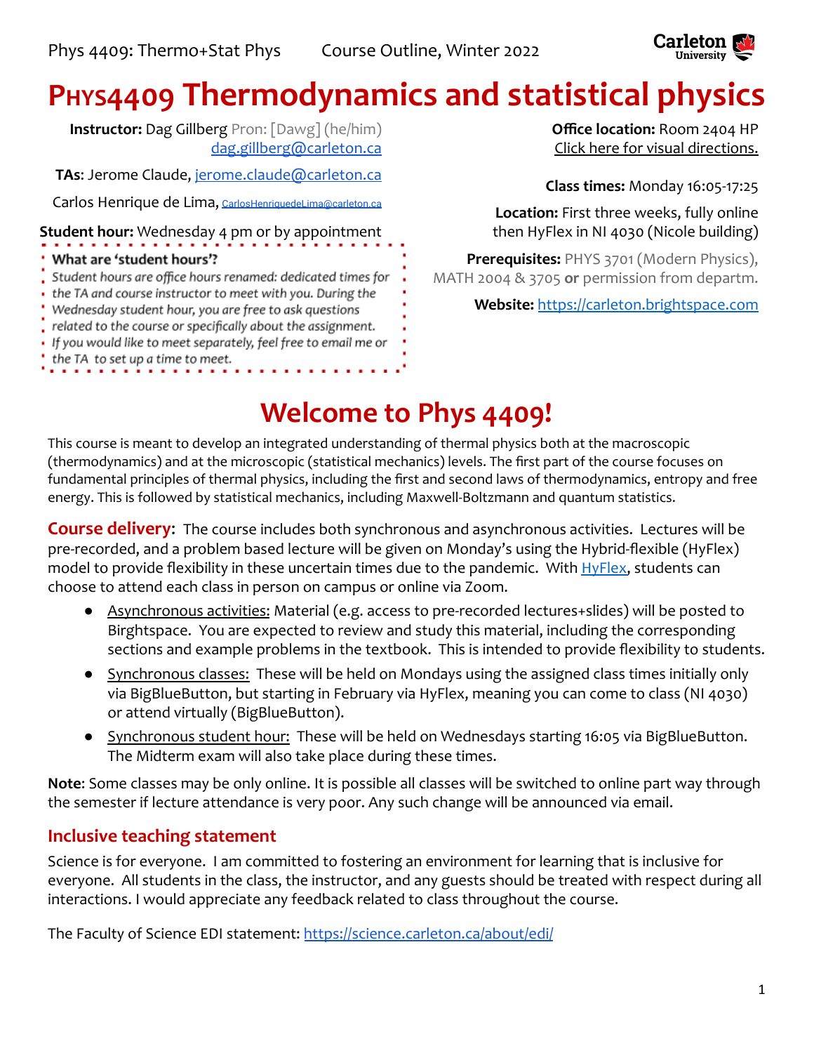# PHYS4409 Thermodynamics and statistical physics

**Instructor:** Dag Gillberg Pron: [Dawg] (he/him)
dag.gillberg@carleton.ca

**TAs**: Jerome Claude, jerome.claude@carleton.ca

Carlos Henrique de Lima, CarlosHenriquedeLima@carleton.ca

**Student hour:** Wednesday 4 pm or by appointment

> **What are 'student hours'?**
> *Student hours are office hours renamed: dedicated times for the TA and course instructor to meet with you. During the Wednesday student hour, you are free to ask questions related to the course or specifically about the assignment. If you would like to meet separately, feel free to email me or the TA to set up a time to meet.*

**Office location:** Room 2404 HP
Click here for visual directions.

**Class times:** Monday 16:05-17:25

**Location:** First three weeks, fully online then HyFlex in NI 4030 (Nicole building)

**Prerequisites:** PHYS 3701 (Modern Physics), MATH 2004 & 3705 **or** permission from departm.

**Website:** https://carleton.brightspace.com

# Welcome to Phys 4409!

This course is meant to develop an integrated understanding of thermal physics both at the macroscopic (thermodynamics) and at the microscopic (statistical mechanics) levels. The first part of the course focuses on fundamental principles of thermal physics, including the first and second laws of thermodynamics, entropy and free energy. This is followed by statistical mechanics, including Maxwell-Boltzmann and quantum statistics.

**Course delivery**: The course includes both synchronous and asynchronous activities. Lectures will be pre-recorded, and a problem based lecture will be given on Monday's using the Hybrid-flexible (HyFlex) model to provide flexibility in these uncertain times due to the pandemic. With HyFlex, students can choose to attend each class in person on campus or online via Zoom.

- Asynchronous activities: Material (e.g. access to pre-recorded lectures+slides) will be posted to Birghtspace. You are expected to review and study this material, including the corresponding sections and example problems in the textbook. This is intended to provide flexibility to students.
- Synchronous classes: These will be held on Mondays using the assigned class times initially only via BigBlueButton, but starting in February via HyFlex, meaning you can come to class (NI 4030) or attend virtually (BigBlueButton).
- Synchronous student hour: These will be held on Wednesdays starting 16:05 via BigBlueButton. The Midterm exam will also take place during these times.

**Note**: Some classes may be only online. It is possible all classes will be switched to online part way through the semester if lecture attendance is very poor. Any such change will be announced via email.

## Inclusive teaching statement

Science is for everyone. I am committed to fostering an environment for learning that is inclusive for everyone. All students in the class, the instructor, and any guests should be treated with respect during all interactions. I would appreciate any feedback related to class throughout the course.

The Faculty of Science EDI statement: https://science.carleton.ca/about/edi/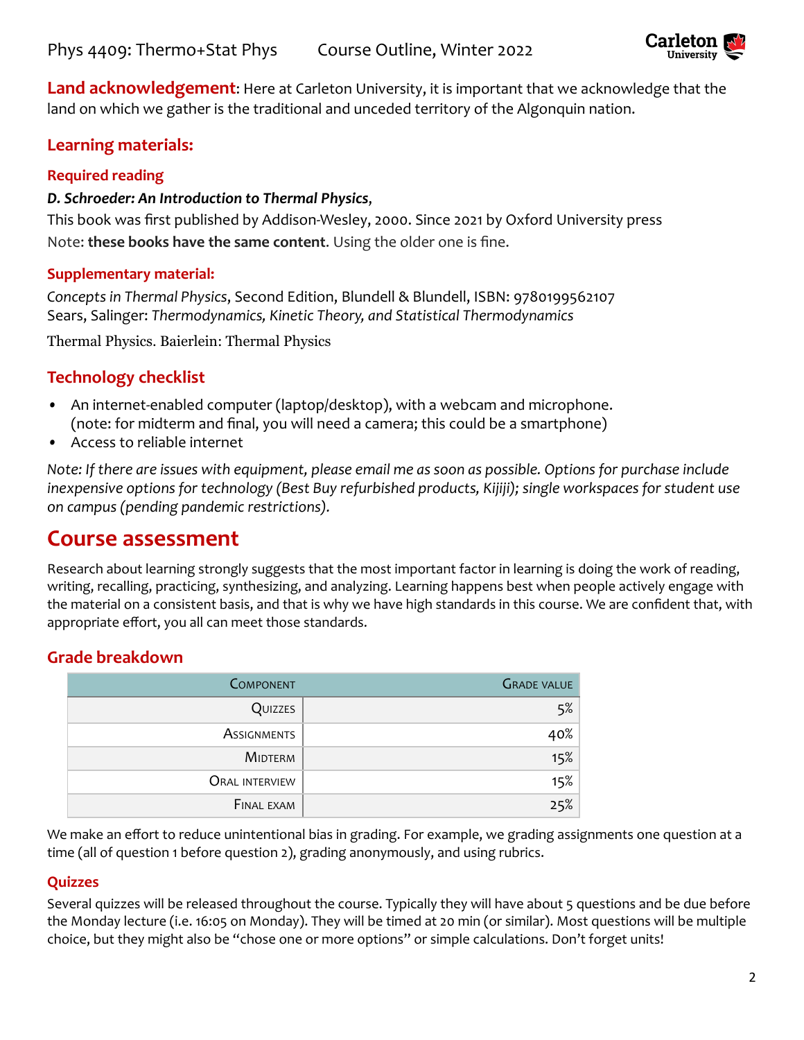**Land acknowledgement**: Here at Carleton University, it is important that we acknowledge that the land on which we gather is the traditional and unceded territory of the Algonquin nation.

## Learning materials:

### Required reading

***D. Schroeder: An Introduction to Thermal Physics***,

This book was first published by Addison-Wesley, 2000. Since 2021 by Oxford University press

Note: **these books have the same content**. Using the older one is fine.

### Supplementary material:

*Concepts in Thermal Physics*, Second Edition, Blundell & Blundell, ISBN: 9780199562107

Sears, Salinger: *Thermodynamics, Kinetic Theory, and Statistical Thermodynamics*

Thermal Physics. Baierlein: Thermal Physics

## Technology checklist

- An internet-enabled computer (laptop/desktop), with a webcam and microphone. (note: for midterm and final, you will need a camera; this could be a smartphone)
- Access to reliable internet

*Note: If there are issues with equipment, please email me as soon as possible. Options for purchase include inexpensive options for technology (Best Buy refurbished products, Kijiji); single workspaces for student use on campus (pending pandemic restrictions).*

# Course assessment

Research about learning strongly suggests that the most important factor in learning is doing the work of reading, writing, recalling, practicing, synthesizing, and analyzing. Learning happens best when people actively engage with the material on a consistent basis, and that is why we have high standards in this course. We are confident that, with appropriate effort, you all can meet those standards.

## Grade breakdown

| Component | Grade value |
|---:|---:|
| Quizzes | 5% |
| Assignments | 40% |
| Midterm | 15% |
| Oral interview | 15% |
| Final exam | 25% |

We make an effort to reduce unintentional bias in grading. For example, we grading assignments one question at a time (all of question 1 before question 2), grading anonymously, and using rubrics.

### Quizzes

Several quizzes will be released throughout the course. Typically they will have about 5 questions and be due before the Monday lecture (i.e. 16:05 on Monday). They will be timed at 20 min (or similar). Most questions will be multiple choice, but they might also be "chose one or more options" or simple calculations. Don't forget units!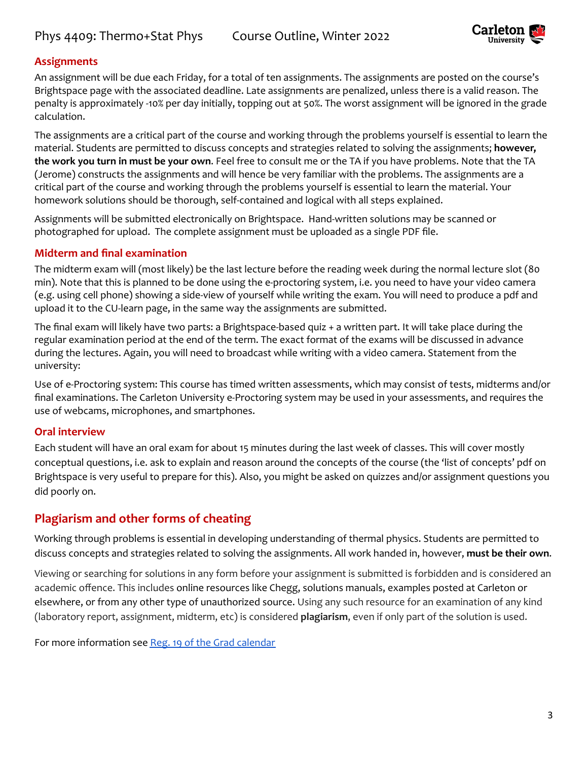### Assignments

An assignment will be due each Friday, for a total of ten assignments. The assignments are posted on the course's Brightspace page with the associated deadline. Late assignments are penalized, unless there is a valid reason. The penalty is approximately -10% per day initially, topping out at 50%. The worst assignment will be ignored in the grade calculation.

The assignments are a critical part of the course and working through the problems yourself is essential to learn the material. Students are permitted to discuss concepts and strategies related to solving the assignments; **however, the work you turn in must be your own**. Feel free to consult me or the TA if you have problems. Note that the TA (Jerome) constructs the assignments and will hence be very familiar with the problems. The assignments are a critical part of the course and working through the problems yourself is essential to learn the material. Your homework solutions should be thorough, self-contained and logical with all steps explained.

Assignments will be submitted electronically on Brightspace. Hand-written solutions may be scanned or photographed for upload. The complete assignment must be uploaded as a single PDF file.

### Midterm and final examination

The midterm exam will (most likely) be the last lecture before the reading week during the normal lecture slot (80 min). Note that this is planned to be done using the e-proctoring system, i.e. you need to have your video camera (e.g. using cell phone) showing a side-view of yourself while writing the exam. You will need to produce a pdf and upload it to the CU-learn page, in the same way the assignments are submitted.

The final exam will likely have two parts: a Brightspace-based quiz + a written part. It will take place during the regular examination period at the end of the term. The exact format of the exams will be discussed in advance during the lectures. Again, you will need to broadcast while writing with a video camera. Statement from the university:

Use of e-Proctoring system: This course has timed written assessments, which may consist of tests, midterms and/or final examinations. The Carleton University e-Proctoring system may be used in your assessments, and requires the use of webcams, microphones, and smartphones.

### Oral interview

Each student will have an oral exam for about 15 minutes during the last week of classes. This will cover mostly conceptual questions, i.e. ask to explain and reason around the concepts of the course (the 'list of concepts' pdf on Brightspace is very useful to prepare for this). Also, you might be asked on quizzes and/or assignment questions you did poorly on.

## Plagiarism and other forms of cheating

Working through problems is essential in developing understanding of thermal physics. Students are permitted to discuss concepts and strategies related to solving the assignments. All work handed in, however, **must be their own**.

Viewing or searching for solutions in any form before your assignment is submitted is forbidden and is considered an academic offence. This includes online resources like Chegg, solutions manuals, examples posted at Carleton or elsewhere, or from any other type of unauthorized source. Using any such resource for an examination of any kind (laboratory report, assignment, midterm, etc) is considered **plagiarism**, even if only part of the solution is used.

For more information see [Reg. 19 of the Grad calendar]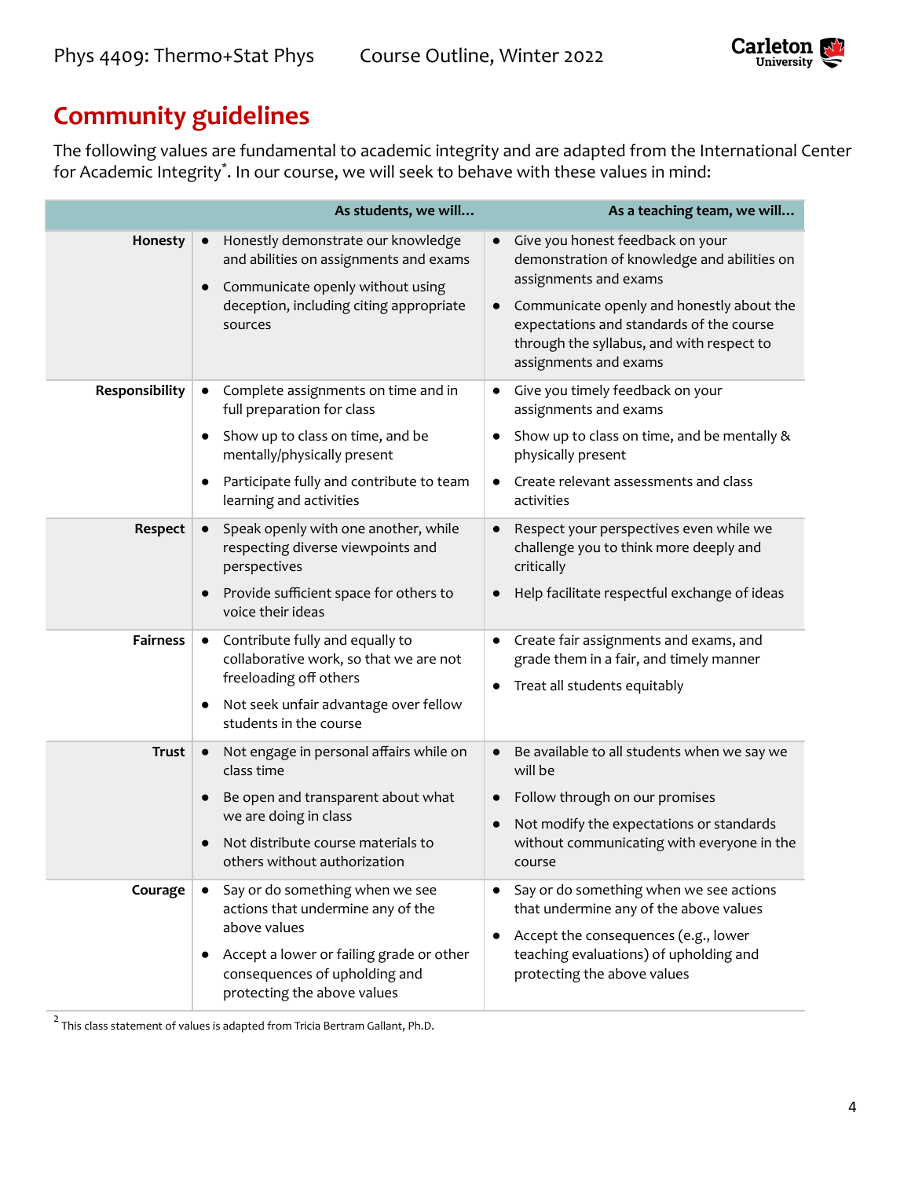## Community guidelines

The following values are fundamental to academic integrity and are adapted from the International Center for Academic Integrity*. In our course, we will seek to behave with these values in mind:

| | As students, we will... | As a teaching team, we will... |
|---|---|---|
| **Honesty** | • Honestly demonstrate our knowledge and abilities on assignments and exams<br>• Communicate openly without using deception, including citing appropriate sources | • Give you honest feedback on your demonstration of knowledge and abilities on assignments and exams<br>• Communicate openly and honestly about the expectations and standards of the course through the syllabus, and with respect to assignments and exams |
| **Responsibility** | • Complete assignments on time and in full preparation for class<br>• Show up to class on time, and be mentally/physically present<br>• Participate fully and contribute to team learning and activities | • Give you timely feedback on your assignments and exams<br>• Show up to class on time, and be mentally & physically present<br>• Create relevant assessments and class activities |
| **Respect** | • Speak openly with one another, while respecting diverse viewpoints and perspectives<br>• Provide sufficient space for others to voice their ideas | • Respect your perspectives even while we challenge you to think more deeply and critically<br>• Help facilitate respectful exchange of ideas |
| **Fairness** | • Contribute fully and equally to collaborative work, so that we are not freeloading off others<br>• Not seek unfair advantage over fellow students in the course | • Create fair assignments and exams, and grade them in a fair, and timely manner<br>• Treat all students equitably |
| **Trust** | • Not engage in personal affairs while on class time<br>• Be open and transparent about what we are doing in class<br>• Not distribute course materials to others without authorization | • Be available to all students when we say we will be<br>• Follow through on our promises<br>• Not modify the expectations or standards without communicating with everyone in the course |
| **Courage** | • Say or do something when we see actions that undermine any of the above values<br>• Accept a lower or failing grade or other consequences of upholding and protecting the above values | • Say or do something when we see actions that undermine any of the above values<br>• Accept the consequences (e.g., lower teaching evaluations) of upholding and protecting the above values |

[2] This class statement of values is adapted from Tricia Bertram Gallant, Ph.D.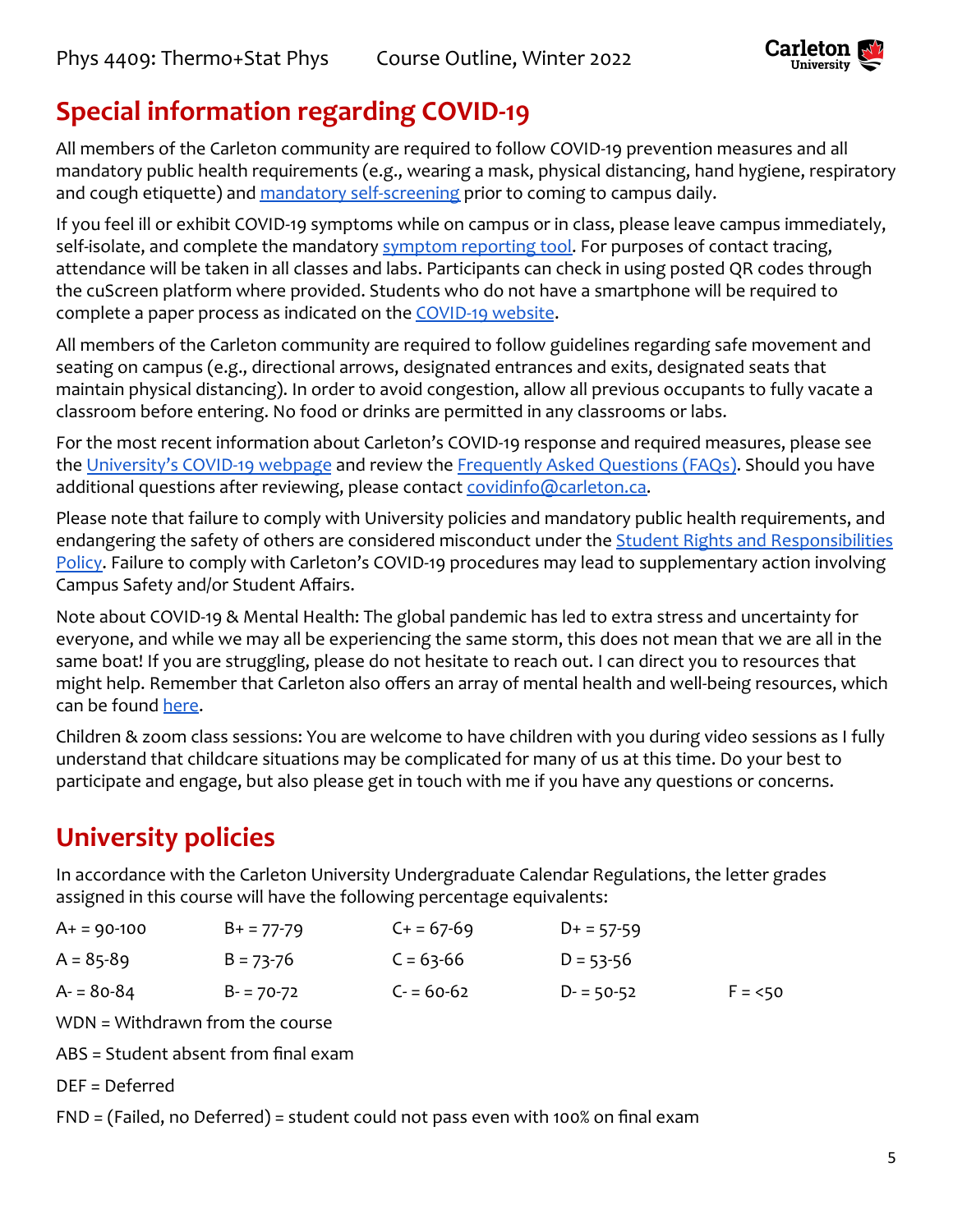## Special information regarding COVID-19

All members of the Carleton community are required to follow COVID-19 prevention measures and all mandatory public health requirements (e.g., wearing a mask, physical distancing, hand hygiene, respiratory and cough etiquette) and mandatory self-screening prior to coming to campus daily.

If you feel ill or exhibit COVID-19 symptoms while on campus or in class, please leave campus immediately, self-isolate, and complete the mandatory symptom reporting tool. For purposes of contact tracing, attendance will be taken in all classes and labs. Participants can check in using posted QR codes through the cuScreen platform where provided. Students who do not have a smartphone will be required to complete a paper process as indicated on the COVID-19 website.

All members of the Carleton community are required to follow guidelines regarding safe movement and seating on campus (e.g., directional arrows, designated entrances and exits, designated seats that maintain physical distancing). In order to avoid congestion, allow all previous occupants to fully vacate a classroom before entering. No food or drinks are permitted in any classrooms or labs.

For the most recent information about Carleton's COVID-19 response and required measures, please see the University's COVID-19 webpage and review the Frequently Asked Questions (FAQs). Should you have additional questions after reviewing, please contact covidinfo@carleton.ca.

Please note that failure to comply with University policies and mandatory public health requirements, and endangering the safety of others are considered misconduct under the Student Rights and Responsibilities Policy. Failure to comply with Carleton's COVID-19 procedures may lead to supplementary action involving Campus Safety and/or Student Affairs.

Note about COVID-19 & Mental Health: The global pandemic has led to extra stress and uncertainty for everyone, and while we may all be experiencing the same storm, this does not mean that we are all in the same boat! If you are struggling, please do not hesitate to reach out. I can direct you to resources that might help. Remember that Carleton also offers an array of mental health and well-being resources, which can be found here.

Children & zoom class sessions: You are welcome to have children with you during video sessions as I fully understand that childcare situations may be complicated for many of us at this time. Do your best to participate and engage, but also please get in touch with me if you have any questions or concerns.

## University policies

In accordance with the Carleton University Undergraduate Calendar Regulations, the letter grades assigned in this course will have the following percentage equivalents:

| | | | | |
|---|---|---|---|---|
| A+ = 90-100 | B+ = 77-79 | C+ = 67-69 | D+ = 57-59 | |
| A = 85-89 | B = 73-76 | C = 63-66 | D = 53-56 | |
| A- = 80-84 | B- = 70-72 | C- = 60-62 | D- = 50-52 | F = <50 |

WDN = Withdrawn from the course

ABS = Student absent from final exam

DEF = Deferred

FND = (Failed, no Deferred) = student could not pass even with 100% on final exam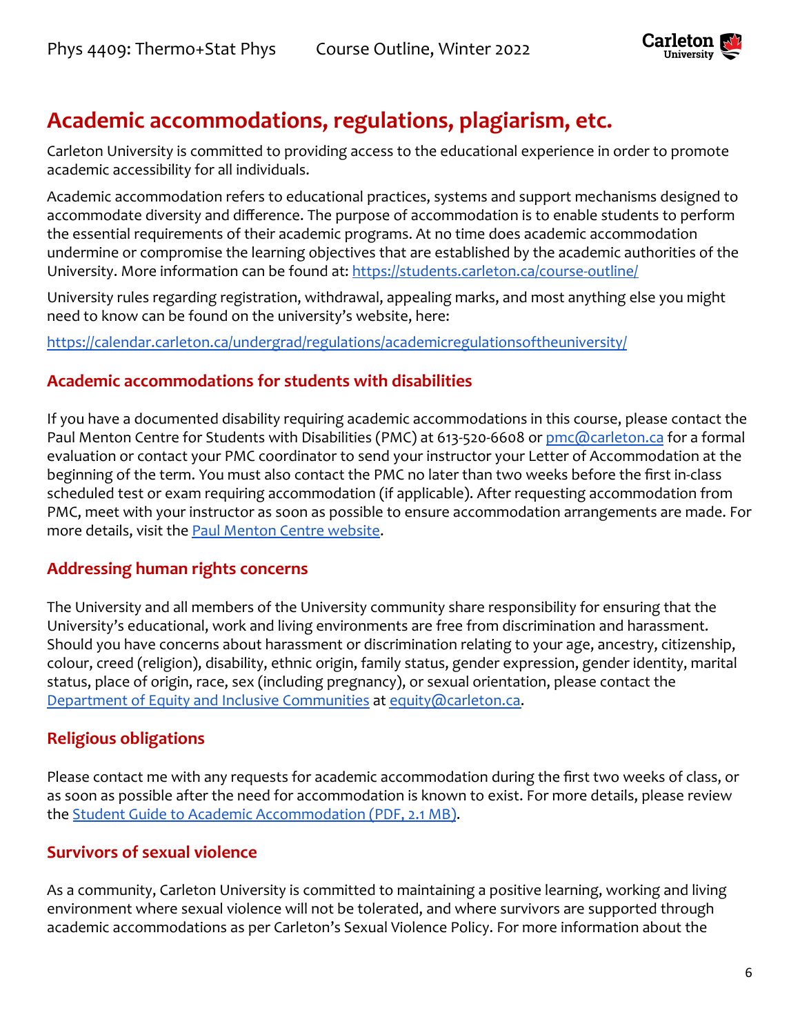# Academic accommodations, regulations, plagiarism, etc.

Carleton University is committed to providing access to the educational experience in order to promote academic accessibility for all individuals.

Academic accommodation refers to educational practices, systems and support mechanisms designed to accommodate diversity and difference. The purpose of accommodation is to enable students to perform the essential requirements of their academic programs. At no time does academic accommodation undermine or compromise the learning objectives that are established by the academic authorities of the University. More information can be found at: https://students.carleton.ca/course-outline/

University rules regarding registration, withdrawal, appealing marks, and most anything else you might need to know can be found on the university's website, here:

https://calendar.carleton.ca/undergrad/regulations/academicregulationsoftheuniversity/

## Academic accommodations for students with disabilities

If you have a documented disability requiring academic accommodations in this course, please contact the Paul Menton Centre for Students with Disabilities (PMC) at 613-520-6608 or pmc@carleton.ca for a formal evaluation or contact your PMC coordinator to send your instructor your Letter of Accommodation at the beginning of the term. You must also contact the PMC no later than two weeks before the first in-class scheduled test or exam requiring accommodation (if applicable). After requesting accommodation from PMC, meet with your instructor as soon as possible to ensure accommodation arrangements are made. For more details, visit the Paul Menton Centre website.

## Addressing human rights concerns

The University and all members of the University community share responsibility for ensuring that the University's educational, work and living environments are free from discrimination and harassment. Should you have concerns about harassment or discrimination relating to your age, ancestry, citizenship, colour, creed (religion), disability, ethnic origin, family status, gender expression, gender identity, marital status, place of origin, race, sex (including pregnancy), or sexual orientation, please contact the Department of Equity and Inclusive Communities at equity@carleton.ca.

## Religious obligations

Please contact me with any requests for academic accommodation during the first two weeks of class, or as soon as possible after the need for accommodation is known to exist. For more details, please review the Student Guide to Academic Accommodation (PDF, 2.1 MB).

## Survivors of sexual violence

As a community, Carleton University is committed to maintaining a positive learning, working and living environment where sexual violence will not be tolerated, and where survivors are supported through academic accommodations as per Carleton's Sexual Violence Policy. For more information about the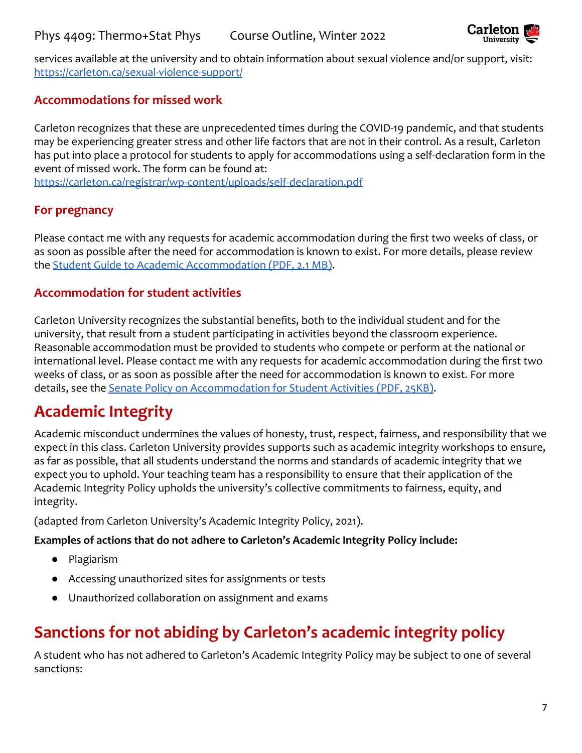services available at the university and to obtain information about sexual violence and/or support, visit: [https://carleton.ca/sexual-violence-support/](https://carleton.ca/sexual-violence-support/)

### Accommodations for missed work

Carleton recognizes that these are unprecedented times during the COVID-19 pandemic, and that students may be experiencing greater stress and other life factors that are not in their control. As a result, Carleton has put into place a protocol for students to apply for accommodations using a self-declaration form in the event of missed work. The form can be found at:
[https://carleton.ca/registrar/wp-content/uploads/self-declaration.pdf](https://carleton.ca/registrar/wp-content/uploads/self-declaration.pdf)

### For pregnancy

Please contact me with any requests for academic accommodation during the first two weeks of class, or as soon as possible after the need for accommodation is known to exist. For more details, please review the Student Guide to Academic Accommodation (PDF, 2.1 MB).

### Accommodation for student activities

Carleton University recognizes the substantial benefits, both to the individual student and for the university, that result from a student participating in activities beyond the classroom experience. Reasonable accommodation must be provided to students who compete or perform at the national or international level. Please contact me with any requests for academic accommodation during the first two weeks of class, or as soon as possible after the need for accommodation is known to exist. For more details, see the Senate Policy on Accommodation for Student Activities (PDF, 25KB).

## Academic Integrity

Academic misconduct undermines the values of honesty, trust, respect, fairness, and responsibility that we expect in this class. Carleton University provides supports such as academic integrity workshops to ensure, as far as possible, that all students understand the norms and standards of academic integrity that we expect you to uphold. Your teaching team has a responsibility to ensure that their application of the Academic Integrity Policy upholds the university's collective commitments to fairness, equity, and integrity.

(adapted from Carleton University's Academic Integrity Policy, 2021).

**Examples of actions that do not adhere to Carleton's Academic Integrity Policy include:**

- Plagiarism
- Accessing unauthorized sites for assignments or tests
- Unauthorized collaboration on assignment and exams

## Sanctions for not abiding by Carleton's academic integrity policy

A student who has not adhered to Carleton's Academic Integrity Policy may be subject to one of several sanctions: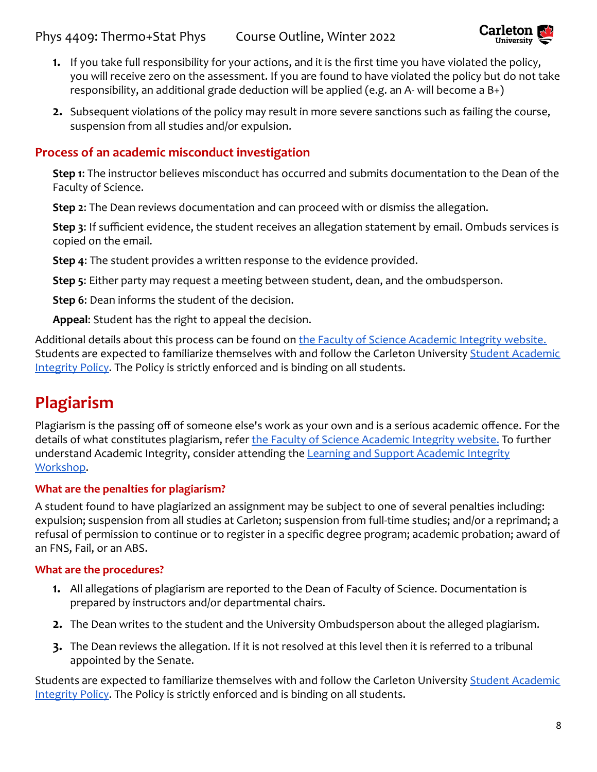1. If you take full responsibility for your actions, and it is the first time you have violated the policy, you will receive zero on the assessment. If you are found to have violated the policy but do not take responsibility, an additional grade deduction will be applied (e.g. an A- will become a B+)
2. Subsequent violations of the policy may result in more severe sanctions such as failing the course, suspension from all studies and/or expulsion.

### Process of an academic misconduct investigation

**Step 1**: The instructor believes misconduct has occurred and submits documentation to the Dean of the Faculty of Science.

**Step 2**: The Dean reviews documentation and can proceed with or dismiss the allegation.

**Step 3**: If sufficient evidence, the student receives an allegation statement by email. Ombuds services is copied on the email.

**Step 4**: The student provides a written response to the evidence provided.

**Step 5**: Either party may request a meeting between student, dean, and the ombudsperson.

**Step 6**: Dean informs the student of the decision.

**Appeal**: Student has the right to appeal the decision.

Additional details about this process can be found on the Faculty of Science Academic Integrity website. Students are expected to familiarize themselves with and follow the Carleton University Student Academic Integrity Policy. The Policy is strictly enforced and is binding on all students.

## Plagiarism

Plagiarism is the passing off of someone else's work as your own and is a serious academic offence. For the details of what constitutes plagiarism, refer the Faculty of Science Academic Integrity website. To further understand Academic Integrity, consider attending the Learning and Support Academic Integrity Workshop.

### What are the penalties for plagiarism?

A student found to have plagiarized an assignment may be subject to one of several penalties including: expulsion; suspension from all studies at Carleton; suspension from full-time studies; and/or a reprimand; a refusal of permission to continue or to register in a specific degree program; academic probation; award of an FNS, Fail, or an ABS.

### What are the procedures?

1. All allegations of plagiarism are reported to the Dean of Faculty of Science. Documentation is prepared by instructors and/or departmental chairs.
2. The Dean writes to the student and the University Ombudsperson about the alleged plagiarism.
3. The Dean reviews the allegation. If it is not resolved at this level then it is referred to a tribunal appointed by the Senate.

Students are expected to familiarize themselves with and follow the Carleton University Student Academic Integrity Policy. The Policy is strictly enforced and is binding on all students.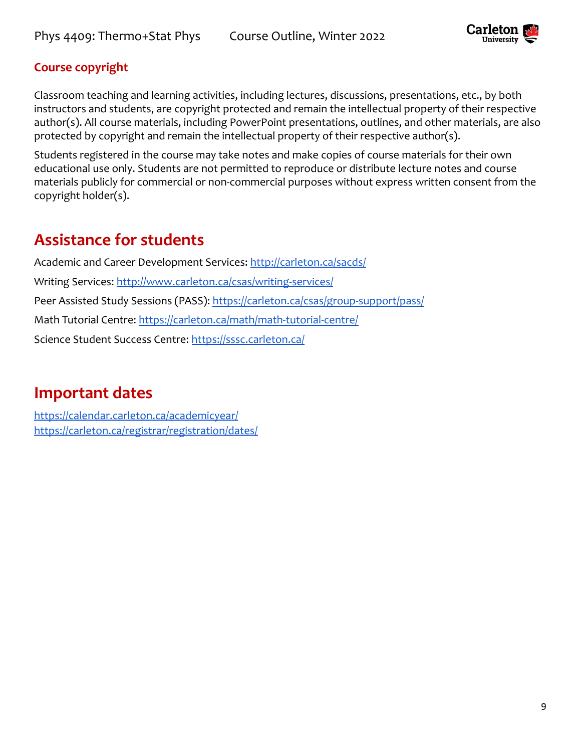### Course copyright

Classroom teaching and learning activities, including lectures, discussions, presentations, etc., by both instructors and students, are copyright protected and remain the intellectual property of their respective author(s). All course materials, including PowerPoint presentations, outlines, and other materials, are also protected by copyright and remain the intellectual property of their respective author(s).

Students registered in the course may take notes and make copies of course materials for their own educational use only. Students are not permitted to reproduce or distribute lecture notes and course materials publicly for commercial or non-commercial purposes without express written consent from the copyright holder(s).

## Assistance for students

Academic and Career Development Services: [http://carleton.ca/sacds/](http://carleton.ca/sacds/)

Writing Services: [http://www.carleton.ca/csas/writing-services/](http://www.carleton.ca/csas/writing-services/)

Peer Assisted Study Sessions (PASS): [https://carleton.ca/csas/group-support/pass/](https://carleton.ca/csas/group-support/pass/)

Math Tutorial Centre: [https://carleton.ca/math/math-tutorial-centre/](https://carleton.ca/math/math-tutorial-centre/)

Science Student Success Centre: [https://sssc.carleton.ca/](https://sssc.carleton.ca/)

## Important dates

[https://calendar.carleton.ca/academicyear/](https://calendar.carleton.ca/academicyear/)
[https://carleton.ca/registrar/registration/dates/](https://carleton.ca/registrar/registration/dates/)